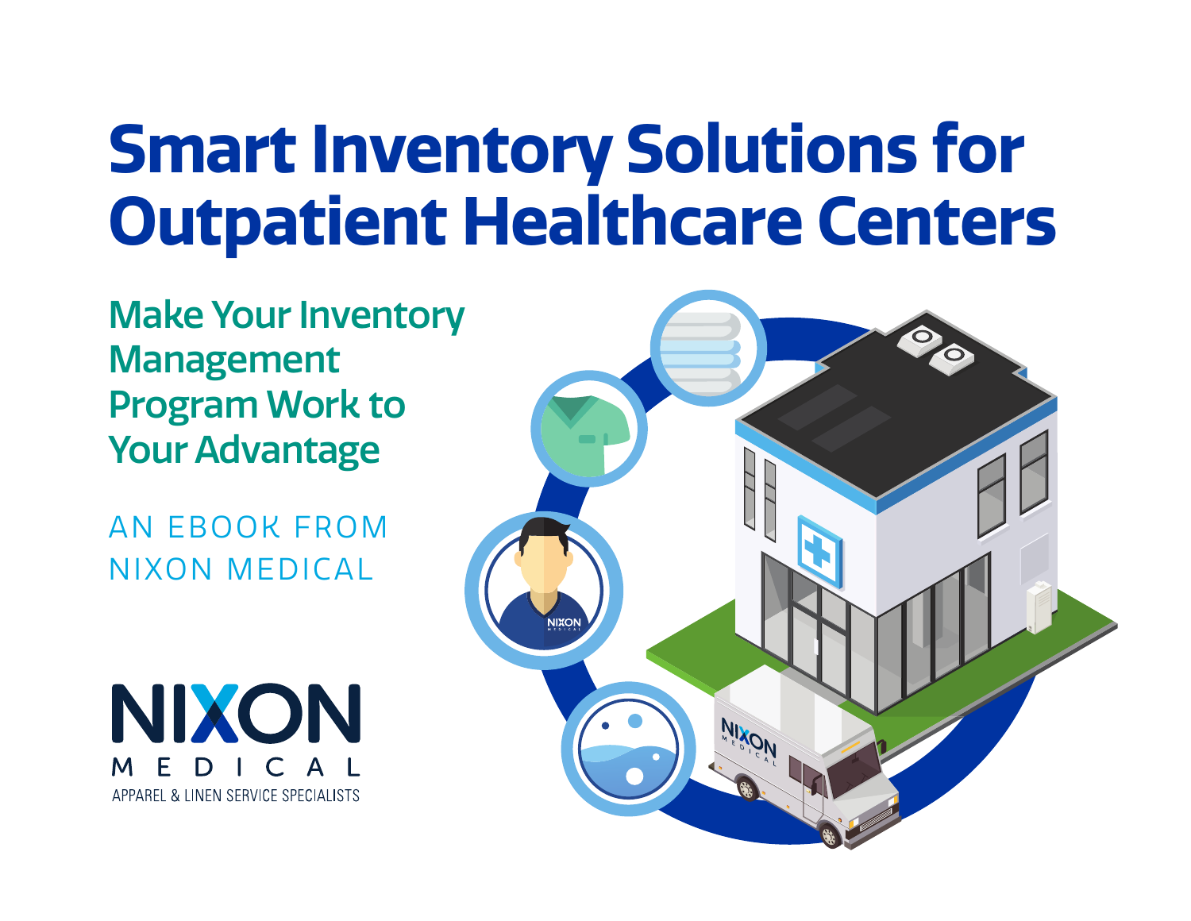# Smart Inventory Solutions for Outpatient Healthcare Centers

## Make Your Inventory Management Program Work to Your Advantage

AN EBOOK FROM NIXON MEDICAL

NIXON MEDICAL

APPAREL & LINEN SERVICE SPECIALISTS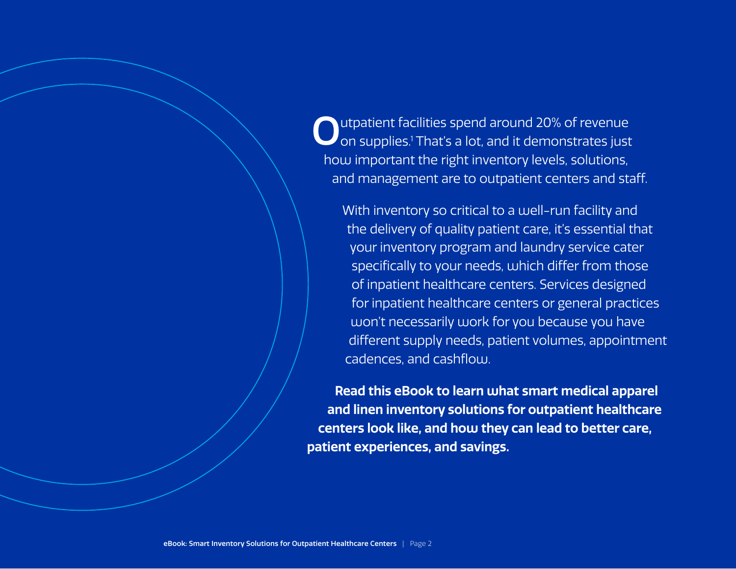Outpatient facilities spend around 20% of revenue on supplies.[1] That's a lot, and it demonstrates just how important the right inventory levels, solutions, and management are to outpatient centers and staff.

With inventory so critical to a well-run facility and the delivery of quality patient care, it's essential that your inventory program and laundry service cater specifically to your needs, which differ from those of inpatient healthcare centers. Services designed for inpatient healthcare centers or general practices won't necessarily work for you because you have different supply needs, patient volumes, appointment cadences, and cashflow.

**Read this eBook to learn what smart medical apparel and linen inventory solutions for outpatient healthcare centers look like, and how they can lead to better care, patient experiences, and savings.**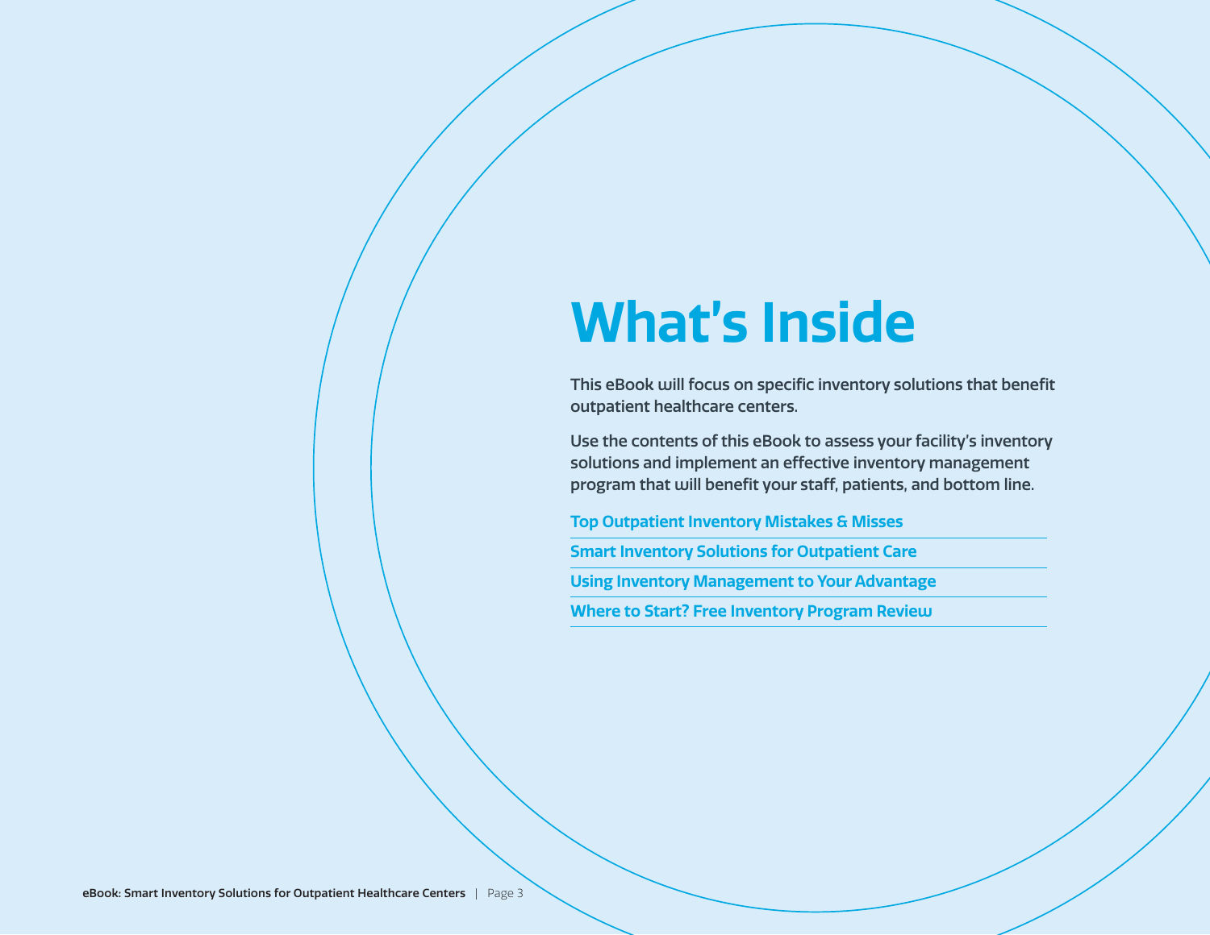# What's Inside

This eBook will focus on specific inventory solutions that benefit outpatient healthcare centers.

Use the contents of this eBook to assess your facility's inventory solutions and implement an effective inventory management program that will benefit your staff, patients, and bottom line.

- **Top Outpatient Inventory Mistakes & Misses**
- **Smart Inventory Solutions for Outpatient Care**
- **Using Inventory Management to Your Advantage**
- **Where to Start? Free Inventory Program Review**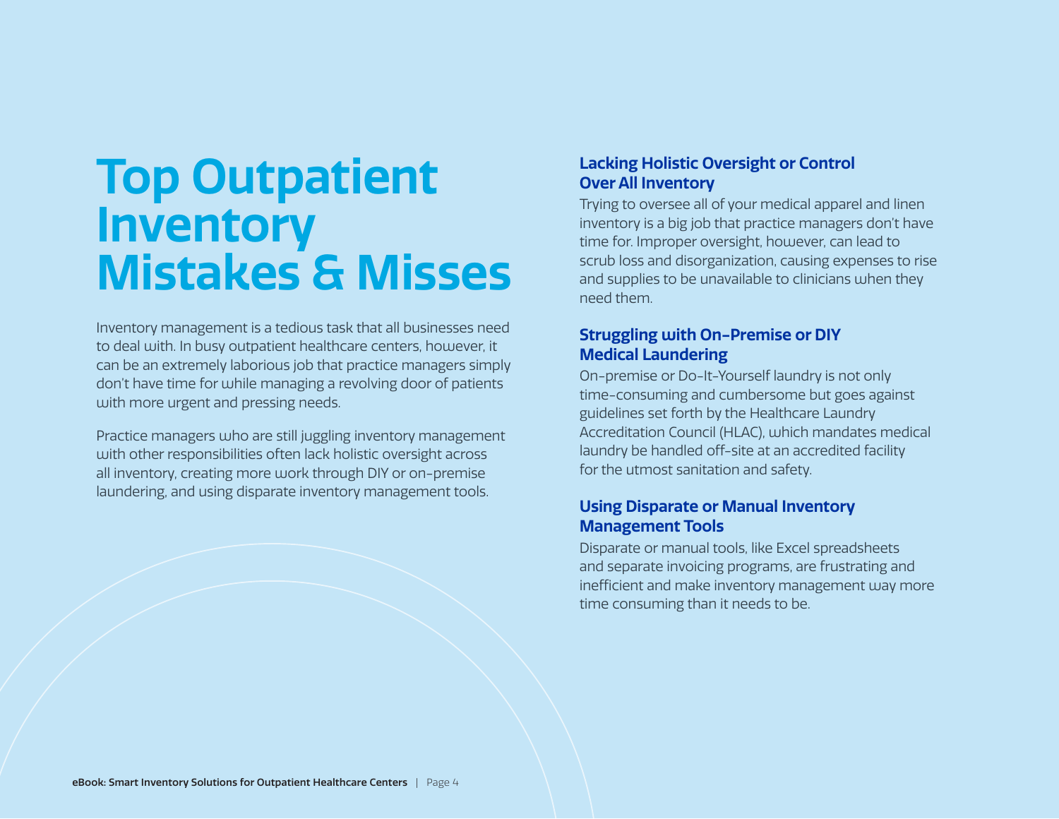# Top Outpatient Inventory Mistakes & Misses

Inventory management is a tedious task that all businesses need to deal with. In busy outpatient healthcare centers, however, it can be an extremely laborious job that practice managers simply don't have time for while managing a revolving door of patients with more urgent and pressing needs.

Practice managers who are still juggling inventory management with other responsibilities often lack holistic oversight across all inventory, creating more work through DIY or on-premise laundering, and using disparate inventory management tools.

### Lacking Holistic Oversight or Control Over All Inventory

Trying to oversee all of your medical apparel and linen inventory is a big job that practice managers don't have time for. Improper oversight, however, can lead to scrub loss and disorganization, causing expenses to rise and supplies to be unavailable to clinicians when they need them.

### Struggling with On-Premise or DIY Medical Laundering

On-premise or Do-It-Yourself laundry is not only time-consuming and cumbersome but goes against guidelines set forth by the Healthcare Laundry Accreditation Council (HLAC), which mandates medical laundry be handled off-site at an accredited facility for the utmost sanitation and safety.

### Using Disparate or Manual Inventory Management Tools

Disparate or manual tools, like Excel spreadsheets and separate invoicing programs, are frustrating and inefficient and make inventory management way more time consuming than it needs to be.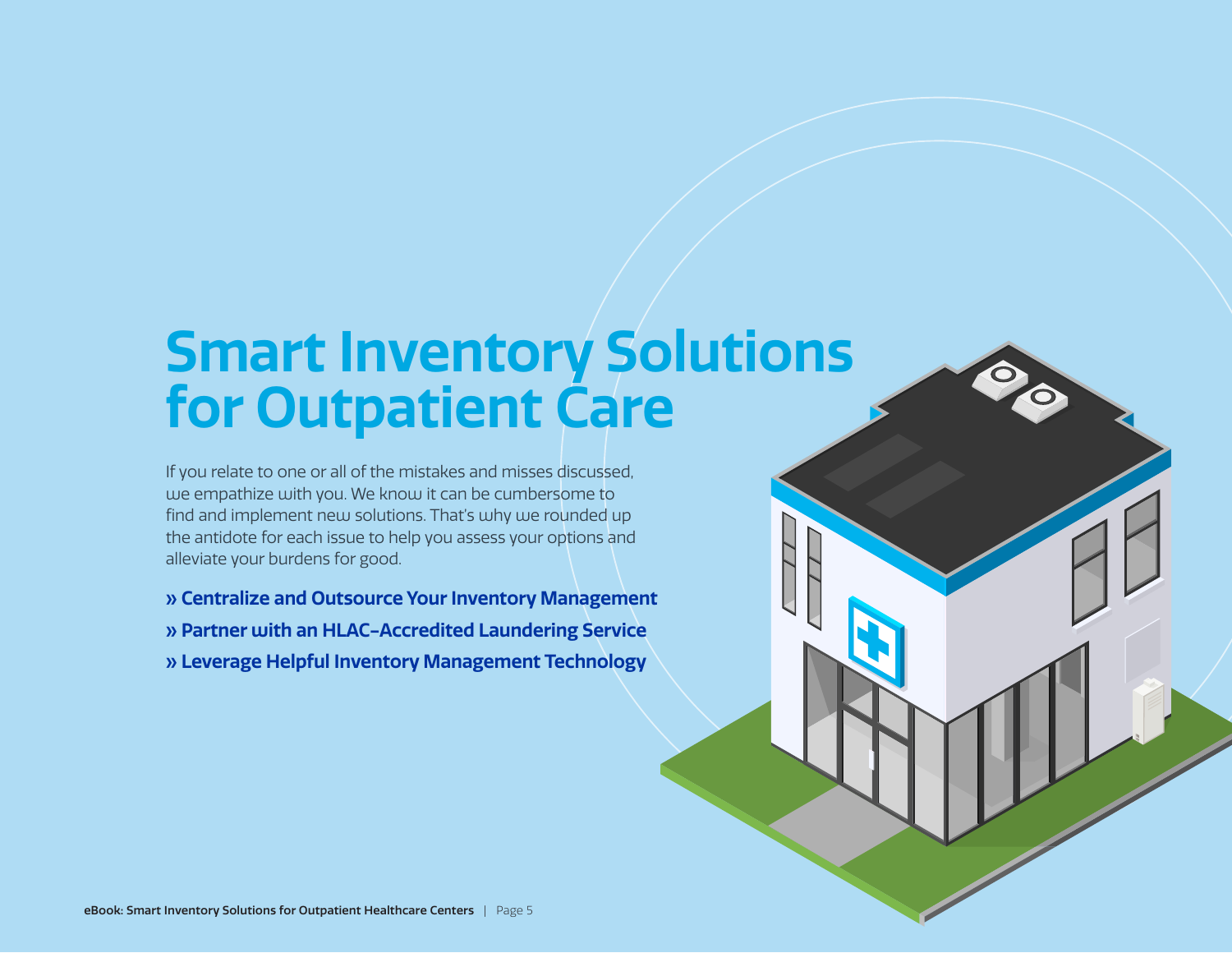# Smart Inventory Solutions for Outpatient Care

If you relate to one or all of the mistakes and misses discussed, we empathize with you. We know it can be cumbersome to find and implement new solutions. That's why we rounded up the antidote for each issue to help you assess your options and alleviate your burdens for good.

**» Centralize and Outsource Your Inventory Management**

**» Partner with an HLAC-Accredited Laundering Service**

**» Leverage Helpful Inventory Management Technology**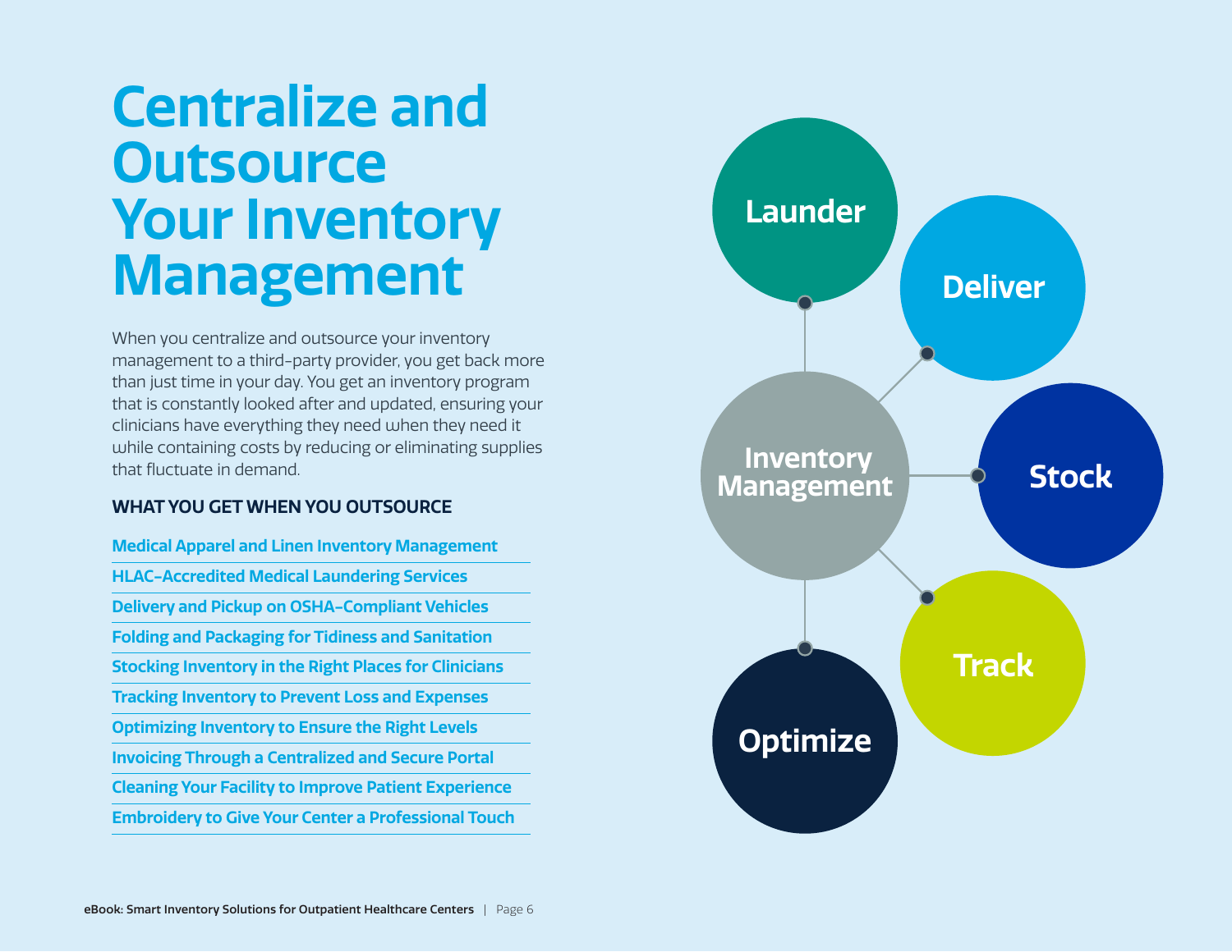# Centralize and Outsource Your Inventory Management

When you centralize and outsource your inventory management to a third-party provider, you get back more than just time in your day. You get an inventory program that is constantly looked after and updated, ensuring your clinicians have everything they need when they need it while containing costs by reducing or eliminating supplies that fluctuate in demand.

**WHAT YOU GET WHEN YOU OUTSOURCE**

- **Medical Apparel and Linen Inventory Management**
- **HLAC-Accredited Medical Laundering Services**
- **Delivery and Pickup on OSHA-Compliant Vehicles**
- **Folding and Packaging for Tidiness and Sanitation**
- **Stocking Inventory in the Right Places for Clinicians**
- **Tracking Inventory to Prevent Loss and Expenses**
- **Optimizing Inventory to Ensure the Right Levels**
- **Invoicing Through a Centralized and Secure Portal**
- **Cleaning Your Facility to Improve Patient Experience**
- **Embroidery to Give Your Center a Professional Touch**

**Inventory Management**

- Launder
- Deliver
- Stock
- Track
- Optimize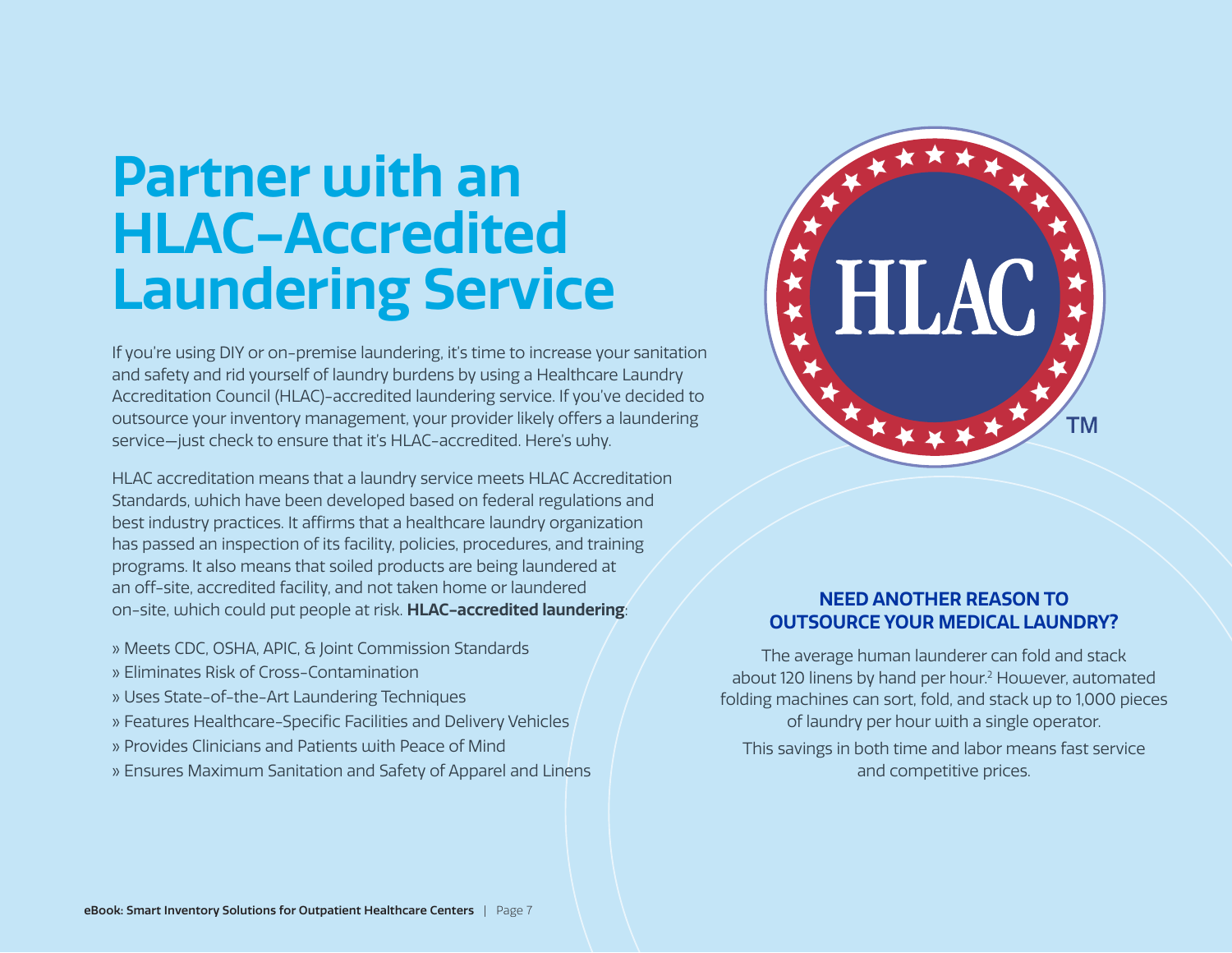# Partner with an HLAC-Accredited Laundering Service

If you're using DIY or on-premise laundering, it's time to increase your sanitation and safety and rid yourself of laundry burdens by using a Healthcare Laundry Accreditation Council (HLAC)-accredited laundering service. If you've decided to outsource your inventory management, your provider likely offers a laundering service—just check to ensure that it's HLAC-accredited. Here's why.

HLAC accreditation means that a laundry service meets HLAC Accreditation Standards, which have been developed based on federal regulations and best industry practices. It affirms that a healthcare laundry organization has passed an inspection of its facility, policies, procedures, and training programs. It also means that soiled products are being laundered at an off-site, accredited facility, and not taken home or laundered on-site, which could put people at risk. **HLAC-accredited laundering**:

- Meets CDC, OSHA, APIC, & Joint Commission Standards
- Eliminates Risk of Cross-Contamination
- Uses State-of-the-Art Laundering Techniques
- Features Healthcare-Specific Facilities and Delivery Vehicles
- Provides Clinicians and Patients with Peace of Mind
- Ensures Maximum Sanitation and Safety of Apparel and Linens

HLAC™

## NEED ANOTHER REASON TO OUTSOURCE YOUR MEDICAL LAUNDRY?

The average human launderer can fold and stack about 120 linens by hand per hour.[2] However, automated folding machines can sort, fold, and stack up to 1,000 pieces of laundry per hour with a single operator.

This savings in both time and labor means fast service and competitive prices.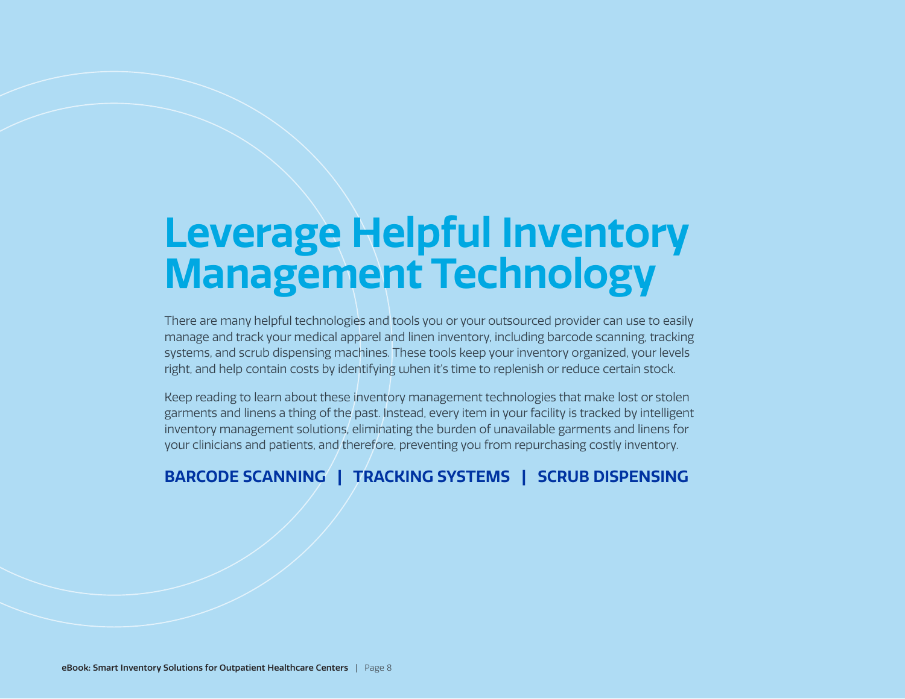# Leverage Helpful Inventory Management Technology

There are many helpful technologies and tools you or your outsourced provider can use to easily manage and track your medical apparel and linen inventory, including barcode scanning, tracking systems, and scrub dispensing machines. These tools keep your inventory organized, your levels right, and help contain costs by identifying when it's time to replenish or reduce certain stock.

Keep reading to learn about these inventory management technologies that make lost or stolen garments and linens a thing of the past. Instead, every item in your facility is tracked by intelligent inventory management solutions, eliminating the burden of unavailable garments and linens for your clinicians and patients, and therefore, preventing you from repurchasing costly inventory.

**BARCODE SCANNING | TRACKING SYSTEMS | SCRUB DISPENSING**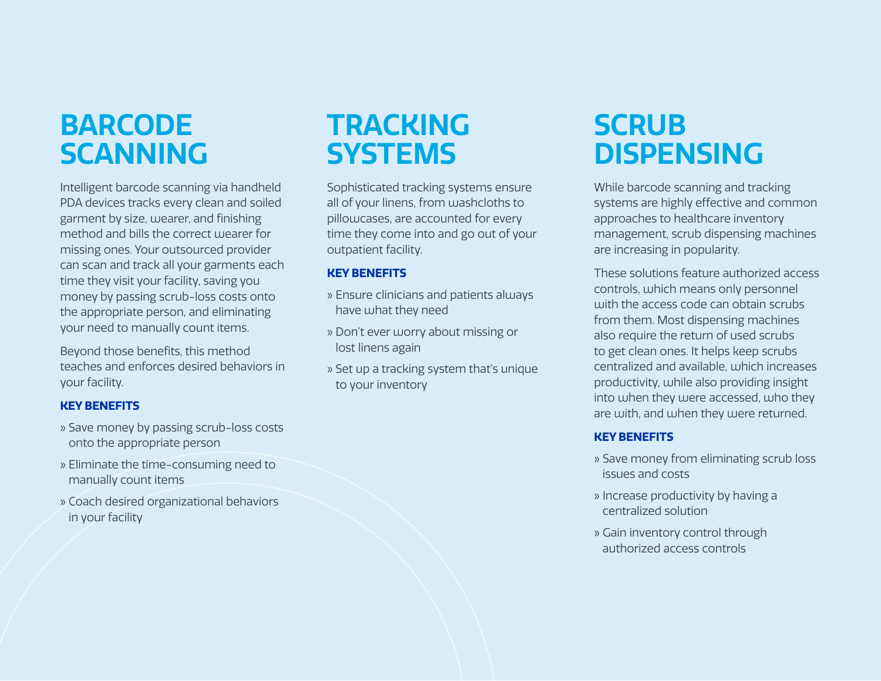## BARCODE SCANNING

Intelligent barcode scanning via handheld PDA devices tracks every clean and soiled garment by size, wearer, and finishing method and bills the correct wearer for missing ones. Your outsourced provider can scan and track all your garments each time they visit your facility, saving you money by passing scrub-loss costs onto the appropriate person, and eliminating your need to manually count items.

Beyond those benefits, this method teaches and enforces desired behaviors in your facility.

### KEY BENEFITS

» Save money by passing scrub-loss costs onto the appropriate person

» Eliminate the time-consuming need to manually count items

» Coach desired organizational behaviors in your facility

## TRACKING SYSTEMS

Sophisticated tracking systems ensure all of your linens, from washcloths to pillowcases, are accounted for every time they come into and go out of your outpatient facility.

### KEY BENEFITS

» Ensure clinicians and patients always have what they need

» Don't ever worry about missing or lost linens again

» Set up a tracking system that's unique to your inventory

## SCRUB DISPENSING

While barcode scanning and tracking systems are highly effective and common approaches to healthcare inventory management, scrub dispensing machines are increasing in popularity.

These solutions feature authorized access controls, which means only personnel with the access code can obtain scrubs from them. Most dispensing machines also require the return of used scrubs to get clean ones. It helps keep scrubs centralized and available, which increases productivity, while also providing insight into when they were accessed, who they are with, and when they were returned.

### KEY BENEFITS

» Save money from eliminating scrub loss issues and costs

» Increase productivity by having a centralized solution

» Gain inventory control through authorized access controls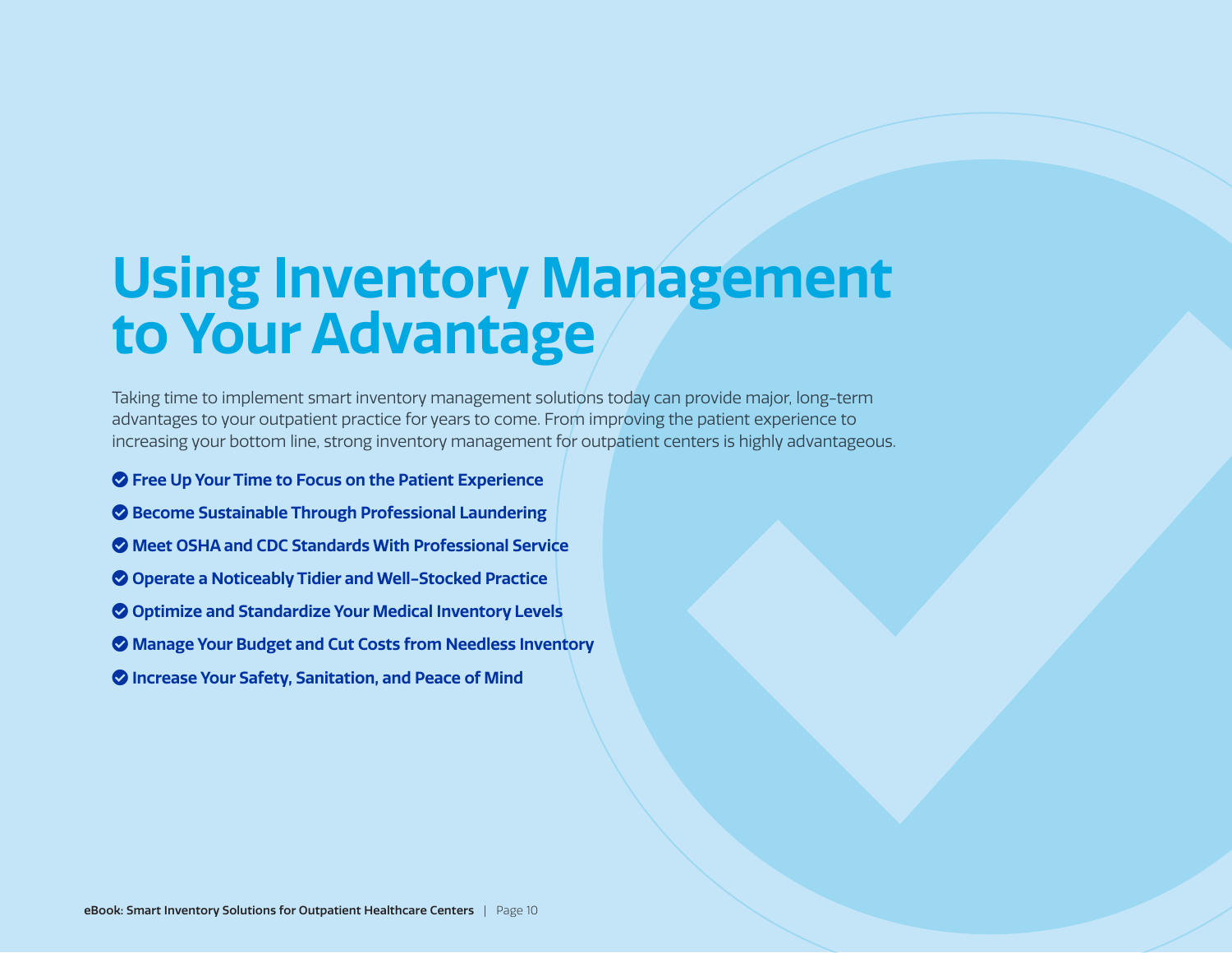# Using Inventory Management to Your Advantage

Taking time to implement smart inventory management solutions today can provide major, long-term advantages to your outpatient practice for years to come. From improving the patient experience to increasing your bottom line, strong inventory management for outpatient centers is highly advantageous.

- **Free Up Your Time to Focus on the Patient Experience**
- **Become Sustainable Through Professional Laundering**
- **Meet OSHA and CDC Standards With Professional Service**
- **Operate a Noticeably Tidier and Well-Stocked Practice**
- **Optimize and Standardize Your Medical Inventory Levels**
- **Manage Your Budget and Cut Costs from Needless Inventory**
- **Increase Your Safety, Sanitation, and Peace of Mind**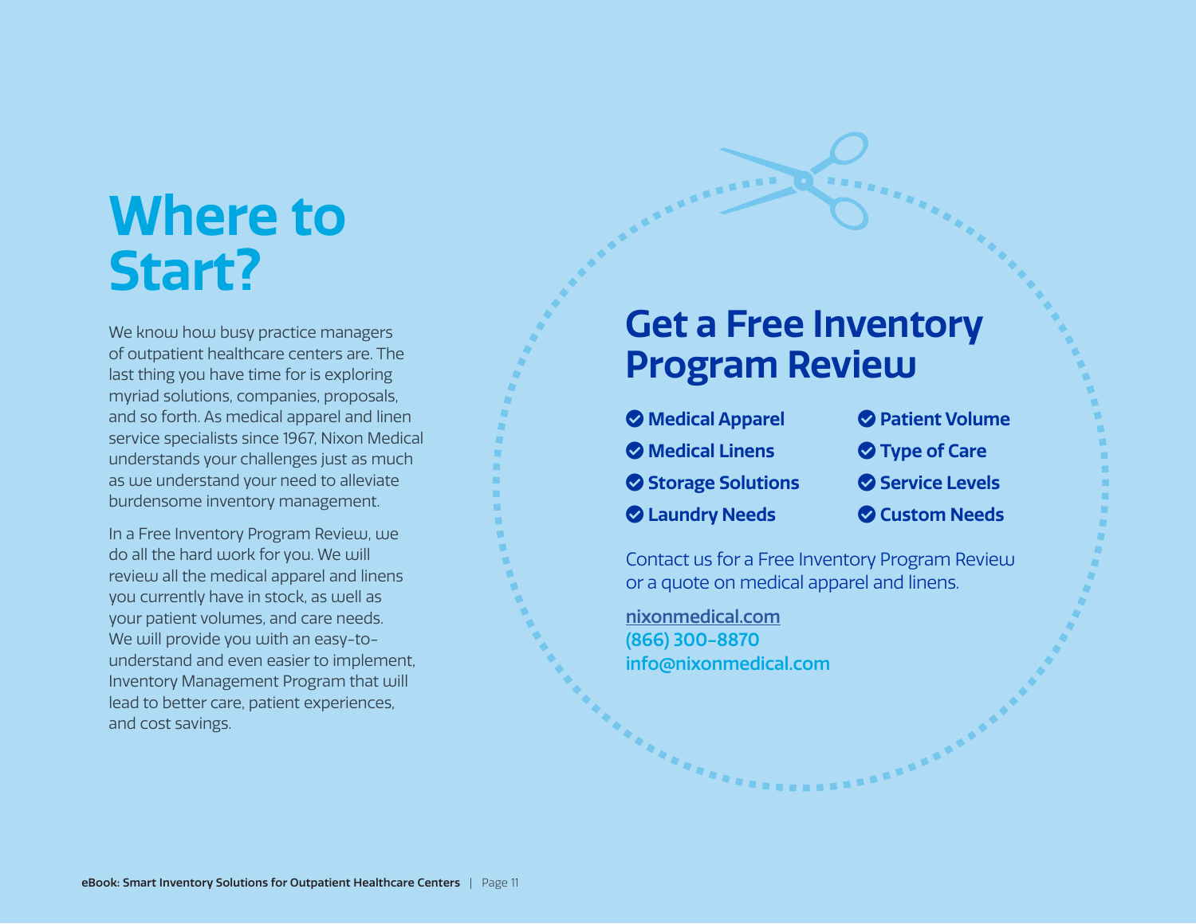# Where to Start?

We know how busy practice managers of outpatient healthcare centers are. The last thing you have time for is exploring myriad solutions, companies, proposals, and so forth. As medical apparel and linen service specialists since 1967, Nixon Medical understands your challenges just as much as we understand your need to alleviate burdensome inventory management.

In a Free Inventory Program Review, we do all the hard work for you. We will review all the medical apparel and linens you currently have in stock, as well as your patient volumes, and care needs. We will provide you with an easy-to-understand and even easier to implement, Inventory Management Program that will lead to better care, patient experiences, and cost savings.

## Get a Free Inventory Program Review

- **Medical Apparel**
- **Medical Linens**
- **Storage Solutions**
- **Laundry Needs**
- **Patient Volume**
- **Type of Care**
- **Service Levels**
- **Custom Needs**

Contact us for a Free Inventory Program Review or a quote on medical apparel and linens.

**nixonmedical.com**
**(866) 300-8870**
**info@nixonmedical.com**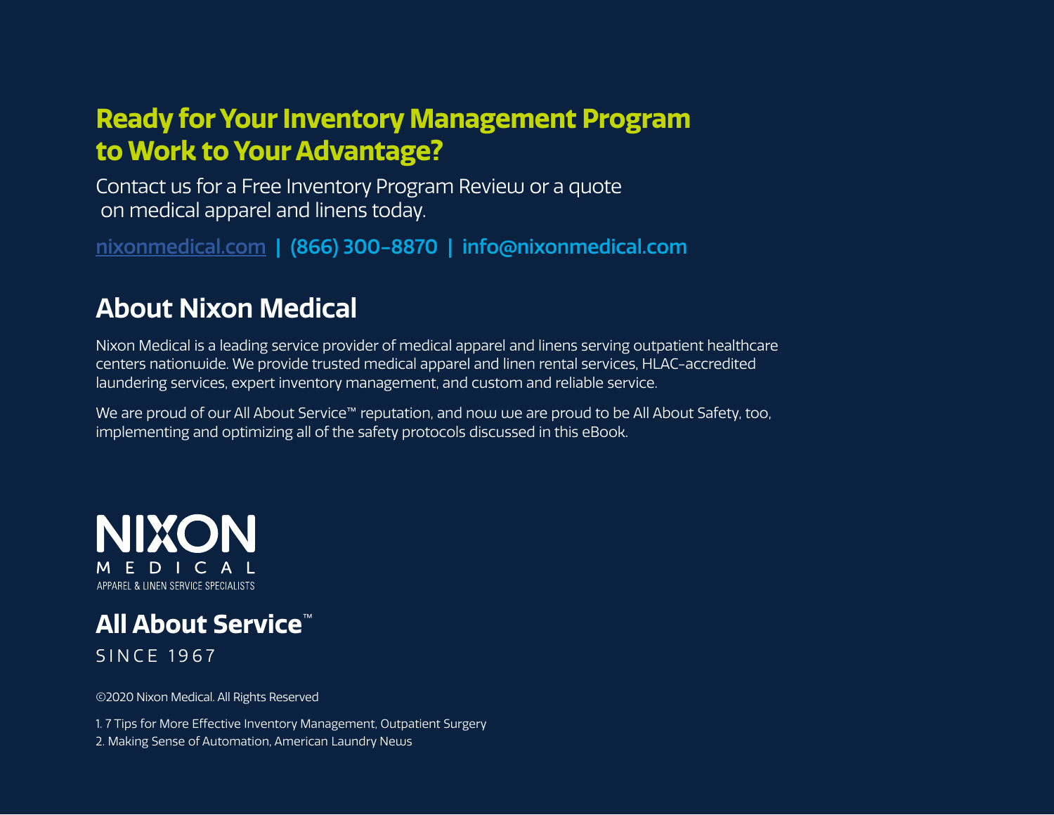## Ready for Your Inventory Management Program to Work to Your Advantage?

Contact us for a Free Inventory Program Review or a quote on medical apparel and linens today.

nixonmedical.com | (866) 300-8870 | info@nixonmedical.com

## About Nixon Medical

Nixon Medical is a leading service provider of medical apparel and linens serving outpatient healthcare centers nationwide. We provide trusted medical apparel and linen rental services, HLAC-accredited laundering services, expert inventory management, and custom and reliable service.

We are proud of our All About Service™ reputation, and now we are proud to be All About Safety, too, implementing and optimizing all of the safety protocols discussed in this eBook.

NIXON
MEDICAL
APPAREL & LINEN SERVICE SPECIALISTS

**All About Service™**
SINCE 1967

©2020 Nixon Medical. All Rights Reserved

1. 7 Tips for More Effective Inventory Management, Outpatient Surgery
2. Making Sense of Automation, American Laundry News